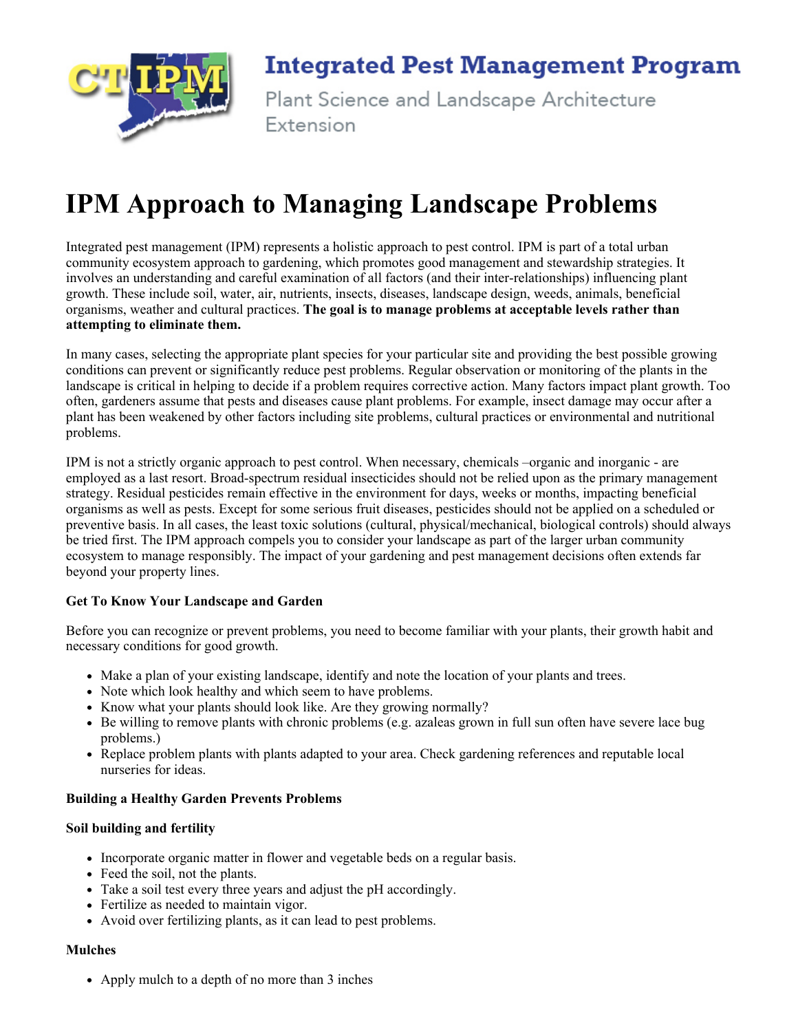# Integrated Pest Management Program

Plant Science and Landscape Architecture Extension

# IPM Approach to Managing Landscape Problems

Integrated pest management (IPM) represents a holistic approach to pest control. IPM is part of a total urban community ecosystem approach to gardening, which promotes good management and stewardship strategies. It involves an understanding and careful examination of all factors (and their inter-relationships) influencing plant growth. These include soil, water, air, nutrients, insects, diseases, landscape design, weeds, animals, beneficial organisms, weather and cultural practices. **The goal is to manage problems at acceptable levels rather than attempting to eliminate them.**

In many cases, selecting the appropriate plant species for your particular site and providing the best possible growing conditions can prevent or significantly reduce pest problems. Regular observation or monitoring of the plants in the landscape is critical in helping to decide if a problem requires corrective action. Many factors impact plant growth. Too often, gardeners assume that pests and diseases cause plant problems. For example, insect damage may occur after a plant has been weakened by other factors including site problems, cultural practices or environmental and nutritional problems.

IPM is not a strictly organic approach to pest control. When necessary, chemicals –organic and inorganic - are employed as a last resort. Broad-spectrum residual insecticides should not be relied upon as the primary management strategy. Residual pesticides remain effective in the environment for days, weeks or months, impacting beneficial organisms as well as pests. Except for some serious fruit diseases, pesticides should not be applied on a scheduled or preventive basis. In all cases, the least toxic solutions (cultural, physical/mechanical, biological controls) should always be tried first. The IPM approach compels you to consider your landscape as part of the larger urban community ecosystem to manage responsibly. The impact of your gardening and pest management decisions often extends far beyond your property lines.

### Get To Know Your Landscape and Garden

Before you can recognize or prevent problems, you need to become familiar with your plants, their growth habit and necessary conditions for good growth.

- Make a plan of your existing landscape, identify and note the location of your plants and trees.
- Note which look healthy and which seem to have problems.
- Know what your plants should look like. Are they growing normally?
- Be willing to remove plants with chronic problems (e.g. azaleas grown in full sun often have severe lace bug problems.)
- Replace problem plants with plants adapted to your area. Check gardening references and reputable local nurseries for ideas.

### Building a Healthy Garden Prevents Problems

#### Soil building and fertility

- Incorporate organic matter in flower and vegetable beds on a regular basis.
- Feed the soil, not the plants.
- Take a soil test every three years and adjust the pH accordingly.
- Fertilize as needed to maintain vigor.
- Avoid over fertilizing plants, as it can lead to pest problems.

#### Mulches

- Apply mulch to a depth of no more than 3 inches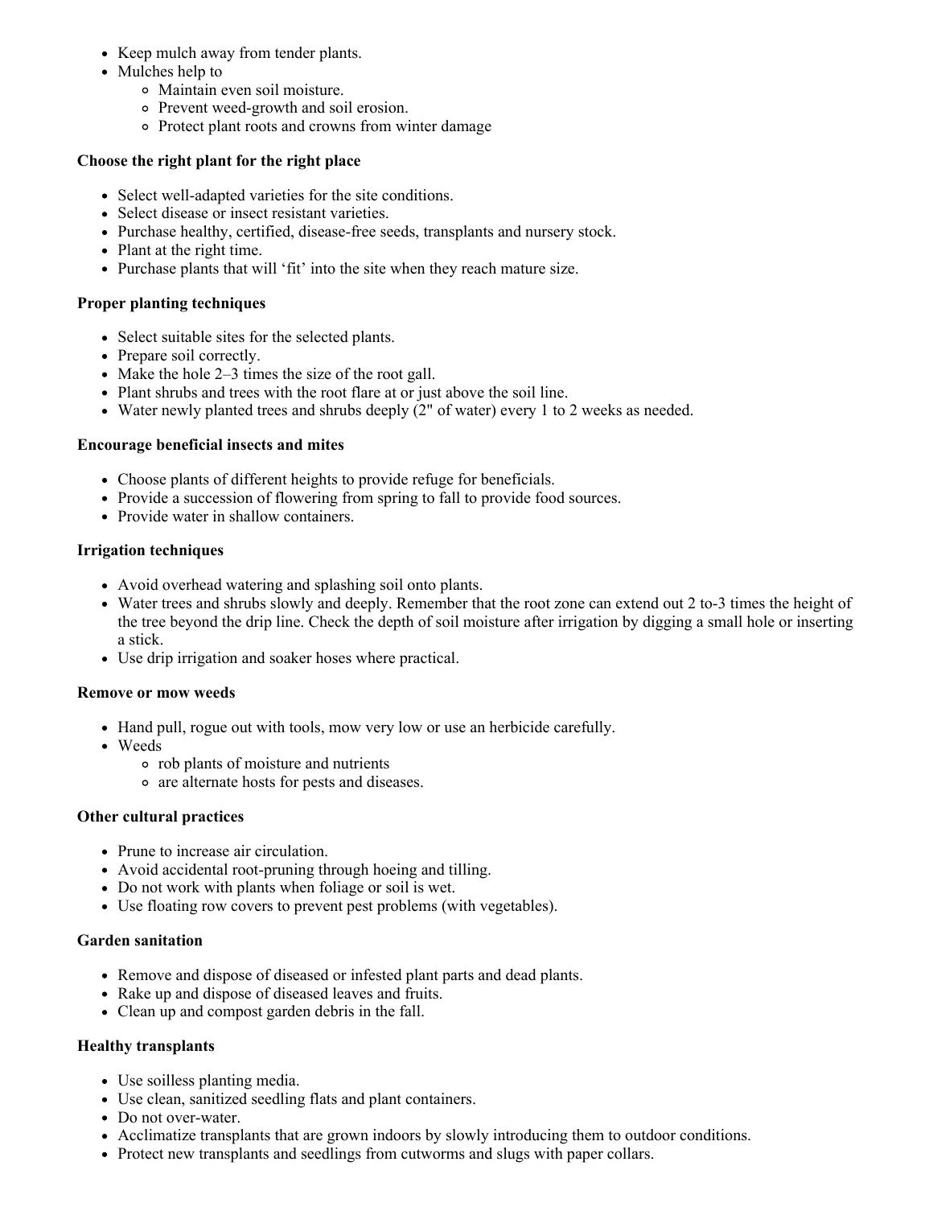- Keep mulch away from tender plants.
- Mulches help to
  - Maintain even soil moisture.
  - Prevent weed-growth and soil erosion.
  - Protect plant roots and crowns from winter damage

**Choose the right plant for the right place**

- Select well-adapted varieties for the site conditions.
- Select disease or insect resistant varieties.
- Purchase healthy, certified, disease-free seeds, transplants and nursery stock.
- Plant at the right time.
- Purchase plants that will 'fit' into the site when they reach mature size.

**Proper planting techniques**

- Select suitable sites for the selected plants.
- Prepare soil correctly.
- Make the hole 2–3 times the size of the root gall.
- Plant shrubs and trees with the root flare at or just above the soil line.
- Water newly planted trees and shrubs deeply (2" of water) every 1 to 2 weeks as needed.

**Encourage beneficial insects and mites**

- Choose plants of different heights to provide refuge for beneficials.
- Provide a succession of flowering from spring to fall to provide food sources.
- Provide water in shallow containers.

**Irrigation techniques**

- Avoid overhead watering and splashing soil onto plants.
- Water trees and shrubs slowly and deeply. Remember that the root zone can extend out 2 to-3 times the height of the tree beyond the drip line. Check the depth of soil moisture after irrigation by digging a small hole or inserting a stick.
- Use drip irrigation and soaker hoses where practical.

**Remove or mow weeds**

- Hand pull, rogue out with tools, mow very low or use an herbicide carefully.
- Weeds
  - rob plants of moisture and nutrients
  - are alternate hosts for pests and diseases.

**Other cultural practices**

- Prune to increase air circulation.
- Avoid accidental root-pruning through hoeing and tilling.
- Do not work with plants when foliage or soil is wet.
- Use floating row covers to prevent pest problems (with vegetables).

**Garden sanitation**

- Remove and dispose of diseased or infested plant parts and dead plants.
- Rake up and dispose of diseased leaves and fruits.
- Clean up and compost garden debris in the fall.

**Healthy transplants**

- Use soilless planting media.
- Use clean, sanitized seedling flats and plant containers.
- Do not over-water.
- Acclimatize transplants that are grown indoors by slowly introducing them to outdoor conditions.
- Protect new transplants and seedlings from cutworms and slugs with paper collars.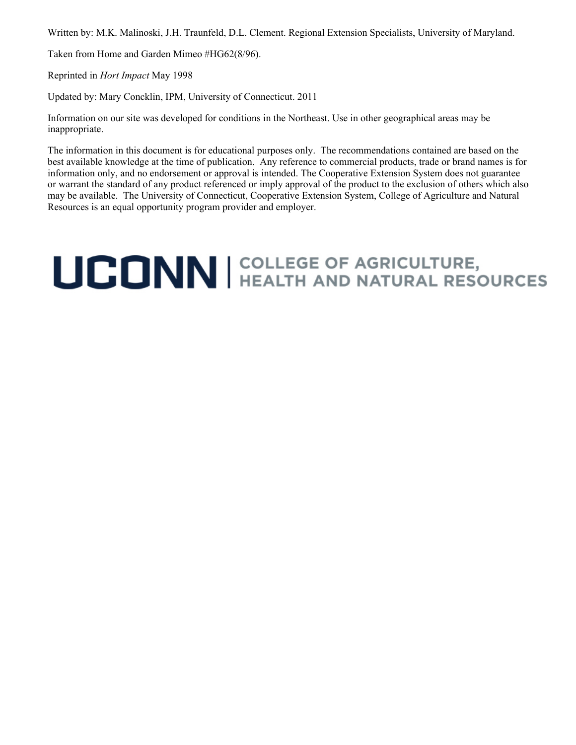Written by: M.K. Malinoski, J.H. Traunfeld, D.L. Clement. Regional Extension Specialists, University of Maryland.

Taken from Home and Garden Mimeo #HG62(8/96).

Reprinted in *Hort Impact* May 1998

Updated by: Mary Concklin, IPM, University of Connecticut. 2011

Information on our site was developed for conditions in the Northeast. Use in other geographical areas may be inappropriate.

The information in this document is for educational purposes only. The recommendations contained are based on the best available knowledge at the time of publication. Any reference to commercial products, trade or brand names is for information only, and no endorsement or approval is intended. The Cooperative Extension System does not guarantee or warrant the standard of any product referenced or imply approval of the product to the exclusion of others which also may be available. The University of Connecticut, Cooperative Extension System, College of Agriculture and Natural Resources is an equal opportunity program provider and employer.

UCONN | COLLEGE OF AGRICULTURE, HEALTH AND NATURAL RESOURCES